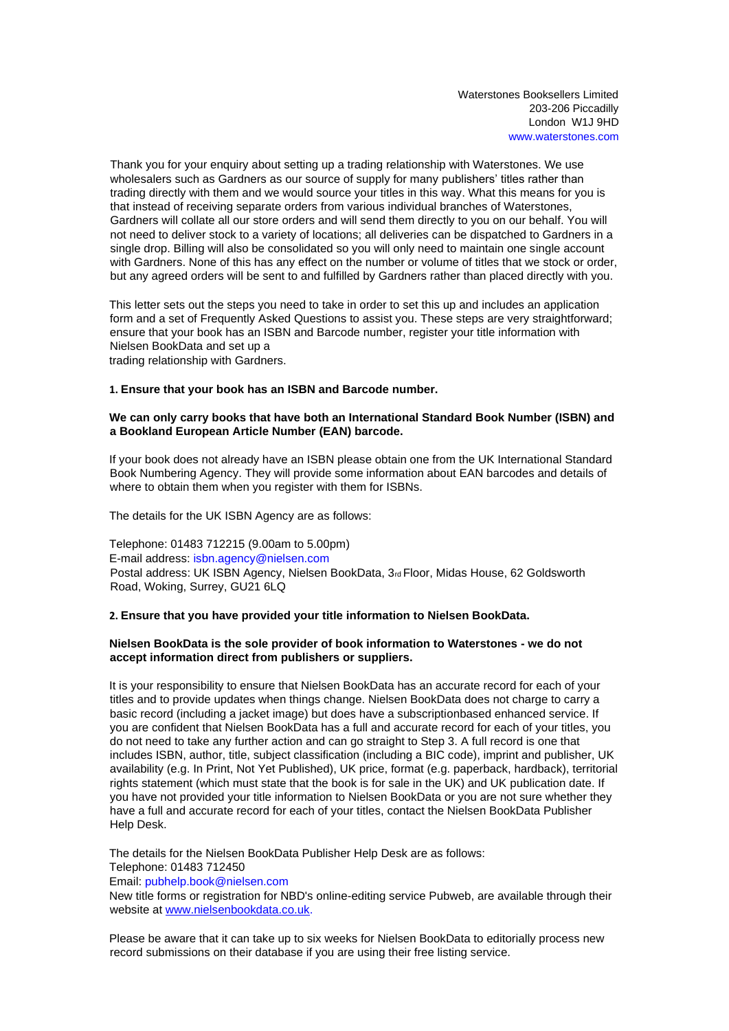Waterstones Booksellers Limited
203-206 Piccadilly
London W1J 9HD
www.waterstones.com

Thank you for your enquiry about setting up a trading relationship with Waterstones. We use wholesalers such as Gardners as our source of supply for many publishers' titles rather than trading directly with them and we would source your titles in this way. What this means for you is that instead of receiving separate orders from various individual branches of Waterstones, Gardners will collate all our store orders and will send them directly to you on our behalf. You will not need to deliver stock to a variety of locations; all deliveries can be dispatched to Gardners in a single drop. Billing will also be consolidated so you will only need to maintain one single account with Gardners. None of this has any effect on the number or volume of titles that we stock or order, but any agreed orders will be sent to and fulfilled by Gardners rather than placed directly with you.

This letter sets out the steps you need to take in order to set this up and includes an application form and a set of Frequently Asked Questions to assist you. These steps are very straightforward; ensure that your book has an ISBN and Barcode number, register your title information with Nielsen BookData and set up a trading relationship with Gardners.

**1. Ensure that your book has an ISBN and Barcode number.**

**We can only carry books that have both an International Standard Book Number (ISBN) and a Bookland European Article Number (EAN) barcode.**

If your book does not already have an ISBN please obtain one from the UK International Standard Book Numbering Agency. They will provide some information about EAN barcodes and details of where to obtain them when you register with them for ISBNs.

The details for the UK ISBN Agency are as follows:

Telephone: 01483 712215 (9.00am to 5.00pm)
E-mail address: isbn.agency@nielsen.com
Postal address: UK ISBN Agency, Nielsen BookData, 3rd Floor, Midas House, 62 Goldsworth Road, Woking, Surrey, GU21 6LQ

**2. Ensure that you have provided your title information to Nielsen BookData.**

**Nielsen BookData is the sole provider of book information to Waterstones - we do not accept information direct from publishers or suppliers.**

It is your responsibility to ensure that Nielsen BookData has an accurate record for each of your titles and to provide updates when things change. Nielsen BookData does not charge to carry a basic record (including a jacket image) but does have a subscriptionbased enhanced service. If you are confident that Nielsen BookData has a full and accurate record for each of your titles, you do not need to take any further action and can go straight to Step 3. A full record is one that includes ISBN, author, title, subject classification (including a BIC code), imprint and publisher, UK availability (e.g. In Print, Not Yet Published), UK price, format (e.g. paperback, hardback), territorial rights statement (which must state that the book is for sale in the UK) and UK publication date. If you have not provided your title information to Nielsen BookData or you are not sure whether they have a full and accurate record for each of your titles, contact the Nielsen BookData Publisher Help Desk.

The details for the Nielsen BookData Publisher Help Desk are as follows:
Telephone: 01483 712450
Email: pubhelp.book@nielsen.com
New title forms or registration for NBD's online-editing service Pubweb, are available through their website at www.nielsenbookdata.co.uk.

Please be aware that it can take up to six weeks for Nielsen BookData to editorially process new record submissions on their database if you are using their free listing service.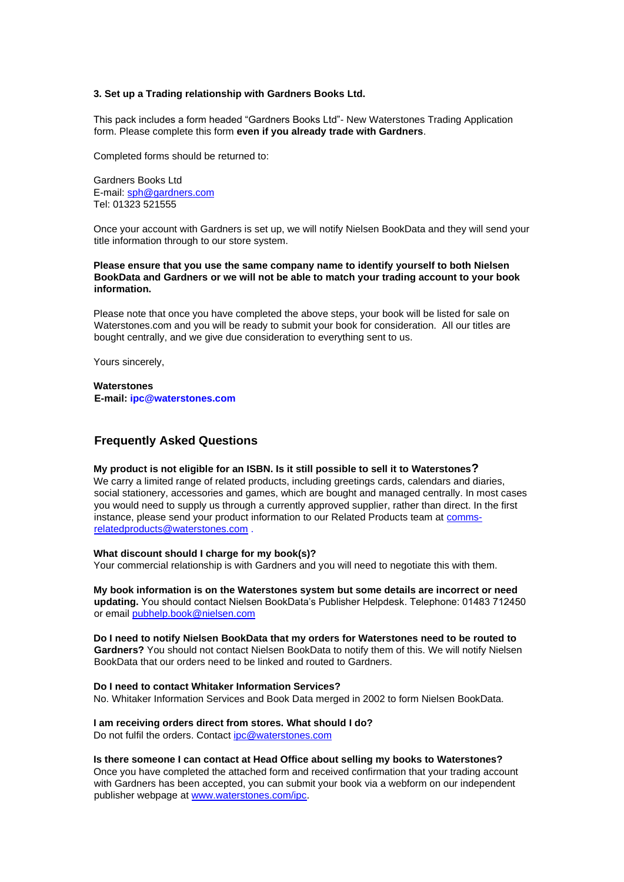**3. Set up a Trading relationship with Gardners Books Ltd.**

This pack includes a form headed "Gardners Books Ltd"- New Waterstones Trading Application form. Please complete this form **even if you already trade with Gardners**.

Completed forms should be returned to:

Gardners Books Ltd
E-mail: sph@gardners.com
Tel: 01323 521555

Once your account with Gardners is set up, we will notify Nielsen BookData and they will send your title information through to our store system.

**Please ensure that you use the same company name to identify yourself to both Nielsen BookData and Gardners or we will not be able to match your trading account to your book information.**

Please note that once you have completed the above steps, your book will be listed for sale on Waterstones.com and you will be ready to submit your book for consideration. All our titles are bought centrally, and we give due consideration to everything sent to us.

Yours sincerely,

**Waterstones**
**E-mail: ipc@waterstones.com**

## Frequently Asked Questions

**My product is not eligible for an ISBN. Is it still possible to sell it to Waterstones?**
We carry a limited range of related products, including greetings cards, calendars and diaries, social stationery, accessories and games, which are bought and managed centrally. In most cases you would need to supply us through a currently approved supplier, rather than direct. In the first instance, please send your product information to our Related Products team at comms-relatedproducts@waterstones.com .

**What discount should I charge for my book(s)?**
Your commercial relationship is with Gardners and you will need to negotiate this with them.

**My book information is on the Waterstones system but some details are incorrect or need updating.** You should contact Nielsen BookData's Publisher Helpdesk. Telephone: 01483 712450 or email pubhelp.book@nielsen.com

**Do I need to notify Nielsen BookData that my orders for Waterstones need to be routed to Gardners?** You should not contact Nielsen BookData to notify them of this. We will notify Nielsen BookData that our orders need to be linked and routed to Gardners.

**Do I need to contact Whitaker Information Services?**
No. Whitaker Information Services and Book Data merged in 2002 to form Nielsen BookData.

**I am receiving orders direct from stores. What should I do?**
Do not fulfil the orders. Contact ipc@waterstones.com

**Is there someone I can contact at Head Office about selling my books to Waterstones?**
Once you have completed the attached form and received confirmation that your trading account with Gardners has been accepted, you can submit your book via a webform on our independent publisher webpage at www.waterstones.com/ipc.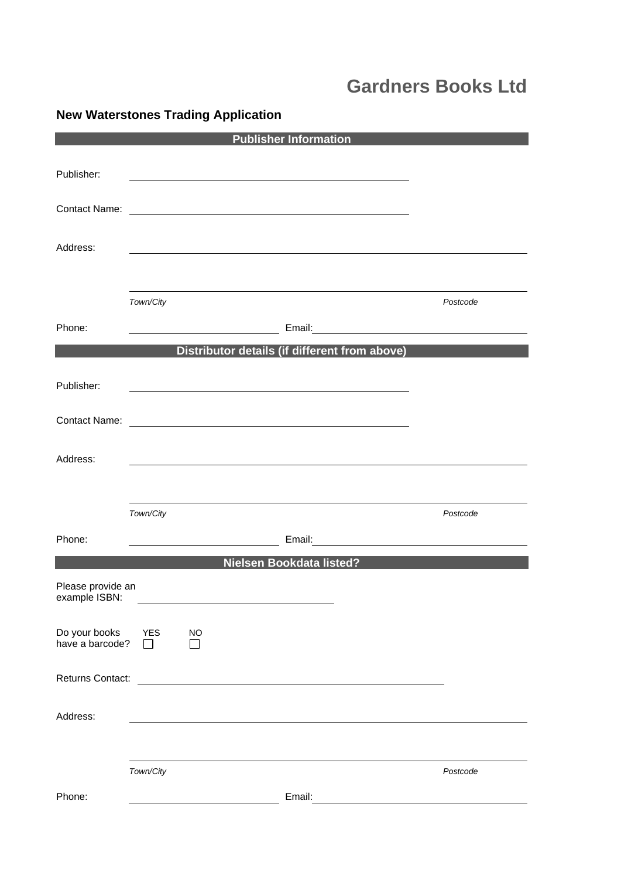# Gardners Books Ltd

## New Waterstones Trading Application

### Publisher Information

Publisher: \_\_\_\_\_\_\_\_\_\_\_\_\_\_\_\_\_\_\_\_\_\_\_\_\_\_\_\_\_\_\_\_\_\_\_\_\_\_\_\_

Contact Name: \_\_\_\_\_\_\_\_\_\_\_\_\_\_\_\_\_\_\_\_\_\_\_\_\_\_\_\_\_\_\_\_\_\_\_\_\_\_\_\_

Address: \_\_\_\_\_\_\_\_\_\_\_\_\_\_\_\_\_\_\_\_\_\_\_\_\_\_\_\_\_\_\_\_\_\_\_\_\_\_\_\_\_\_\_\_\_\_\_\_\_\_\_\_

\_\_\_\_\_\_\_\_\_\_\_\_\_\_\_\_\_\_\_\_\_\_\_\_\_\_\_\_\_\_\_\_\_\_\_\_\_\_\_\_\_\_\_\_\_\_\_\_\_\_\_\_

*Town/City* *Postcode*

Phone: \_\_\_\_\_\_\_\_\_\_\_\_\_\_\_\_\_\_\_\_ Email: \_\_\_\_\_\_\_\_\_\_\_\_\_\_\_\_\_\_\_\_\_\_\_\_\_\_\_\_\_\_

### Distributor details (if different from above)

Publisher: \_\_\_\_\_\_\_\_\_\_\_\_\_\_\_\_\_\_\_\_\_\_\_\_\_\_\_\_\_\_\_\_\_\_\_\_\_\_\_\_

Contact Name: \_\_\_\_\_\_\_\_\_\_\_\_\_\_\_\_\_\_\_\_\_\_\_\_\_\_\_\_\_\_\_\_\_\_\_\_\_\_\_\_

Address: \_\_\_\_\_\_\_\_\_\_\_\_\_\_\_\_\_\_\_\_\_\_\_\_\_\_\_\_\_\_\_\_\_\_\_\_\_\_\_\_\_\_\_\_\_\_\_\_\_\_\_\_

\_\_\_\_\_\_\_\_\_\_\_\_\_\_\_\_\_\_\_\_\_\_\_\_\_\_\_\_\_\_\_\_\_\_\_\_\_\_\_\_\_\_\_\_\_\_\_\_\_\_\_\_

*Town/City* *Postcode*

Phone: \_\_\_\_\_\_\_\_\_\_\_\_\_\_\_\_\_\_\_\_ Email: \_\_\_\_\_\_\_\_\_\_\_\_\_\_\_\_\_\_\_\_\_\_\_\_\_\_\_\_\_\_

### Nielsen Bookdata listed?

Please provide an example ISBN: \_\_\_\_\_\_\_\_\_\_\_\_\_\_\_\_\_\_\_\_\_\_\_\_\_\_\_\_

Do your books have a barcode? YES ☐ NO ☐

Returns Contact: \_\_\_\_\_\_\_\_\_\_\_\_\_\_\_\_\_\_\_\_\_\_\_\_\_\_\_\_\_\_\_\_\_\_\_\_\_\_\_\_\_\_\_\_

Address: \_\_\_\_\_\_\_\_\_\_\_\_\_\_\_\_\_\_\_\_\_\_\_\_\_\_\_\_\_\_\_\_\_\_\_\_\_\_\_\_\_\_\_\_\_\_\_\_\_\_\_\_

\_\_\_\_\_\_\_\_\_\_\_\_\_\_\_\_\_\_\_\_\_\_\_\_\_\_\_\_\_\_\_\_\_\_\_\_\_\_\_\_\_\_\_\_\_\_\_\_\_\_\_\_

*Town/City* *Postcode*

Phone: \_\_\_\_\_\_\_\_\_\_\_\_\_\_\_\_\_\_\_\_ Email: \_\_\_\_\_\_\_\_\_\_\_\_\_\_\_\_\_\_\_\_\_\_\_\_\_\_\_\_\_\_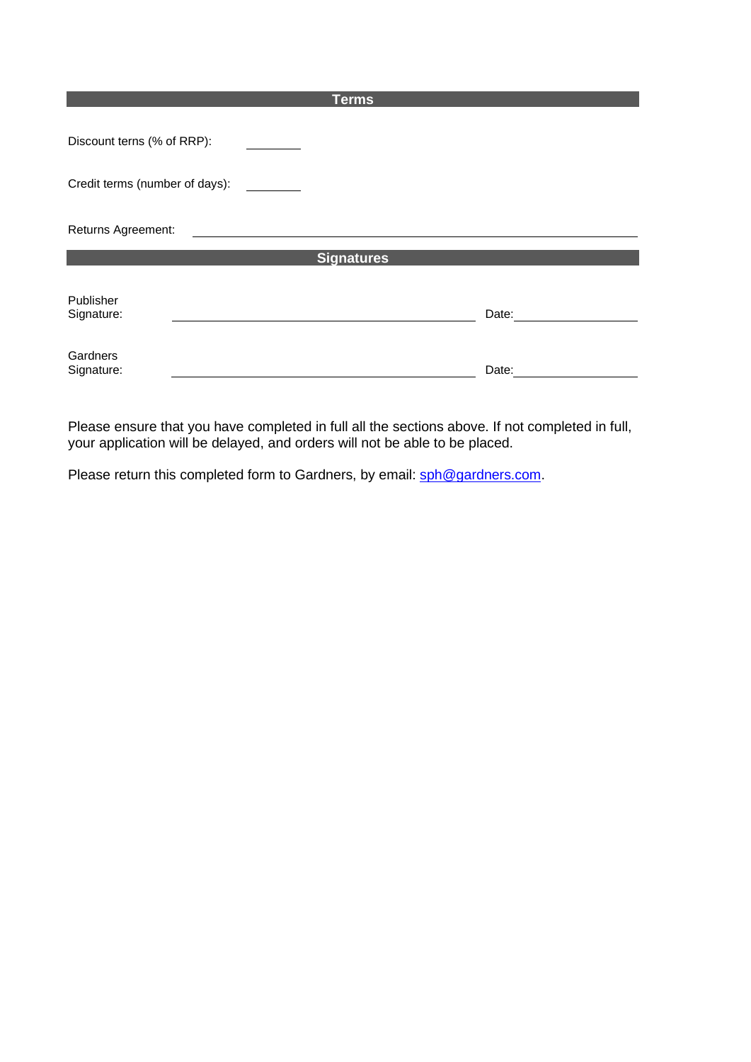## Terms

Discount terns (% of RRP): ________

Credit terms (number of days): ________

Returns Agreement: ________________________________________________

## Signatures

Publisher Signature: ________________________________ Date: ______________

Gardners Signature: ________________________________ Date: ______________

Please ensure that you have completed in full all the sections above. If not completed in full, your application will be delayed, and orders will not be able to be placed.

Please return this completed form to Gardners, by email: sph@gardners.com.